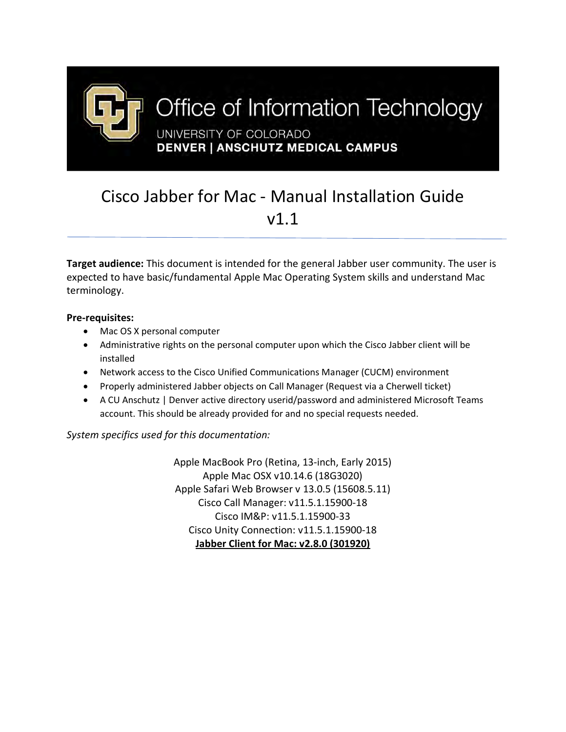Office of Information Technology

UNIVERSITY OF COLORADO
**DENVER | ANSCHUTZ MEDICAL CAMPUS**

# Cisco Jabber for Mac - Manual Installation Guide v1.1

**Target audience:** This document is intended for the general Jabber user community. The user is expected to have basic/fundamental Apple Mac Operating System skills and understand Mac terminology.

**Pre-requisites:**

- Mac OS X personal computer
- Administrative rights on the personal computer upon which the Cisco Jabber client will be installed
- Network access to the Cisco Unified Communications Manager (CUCM) environment
- Properly administered Jabber objects on Call Manager (Request via a Cherwell ticket)
- A CU Anschutz | Denver active directory userid/password and administered Microsoft Teams account. This should be already provided for and no special requests needed.

*System specifics used for this documentation:*

Apple MacBook Pro (Retina, 13-inch, Early 2015)
Apple Mac OSX v10.14.6 (18G3020)
Apple Safari Web Browser v 13.0.5 (15608.5.11)
Cisco Call Manager: v11.5.1.15900-18
Cisco IM&P: v11.5.1.15900-33
Cisco Unity Connection: v11.5.1.15900-18
**Jabber Client for Mac: v2.8.0 (301920)**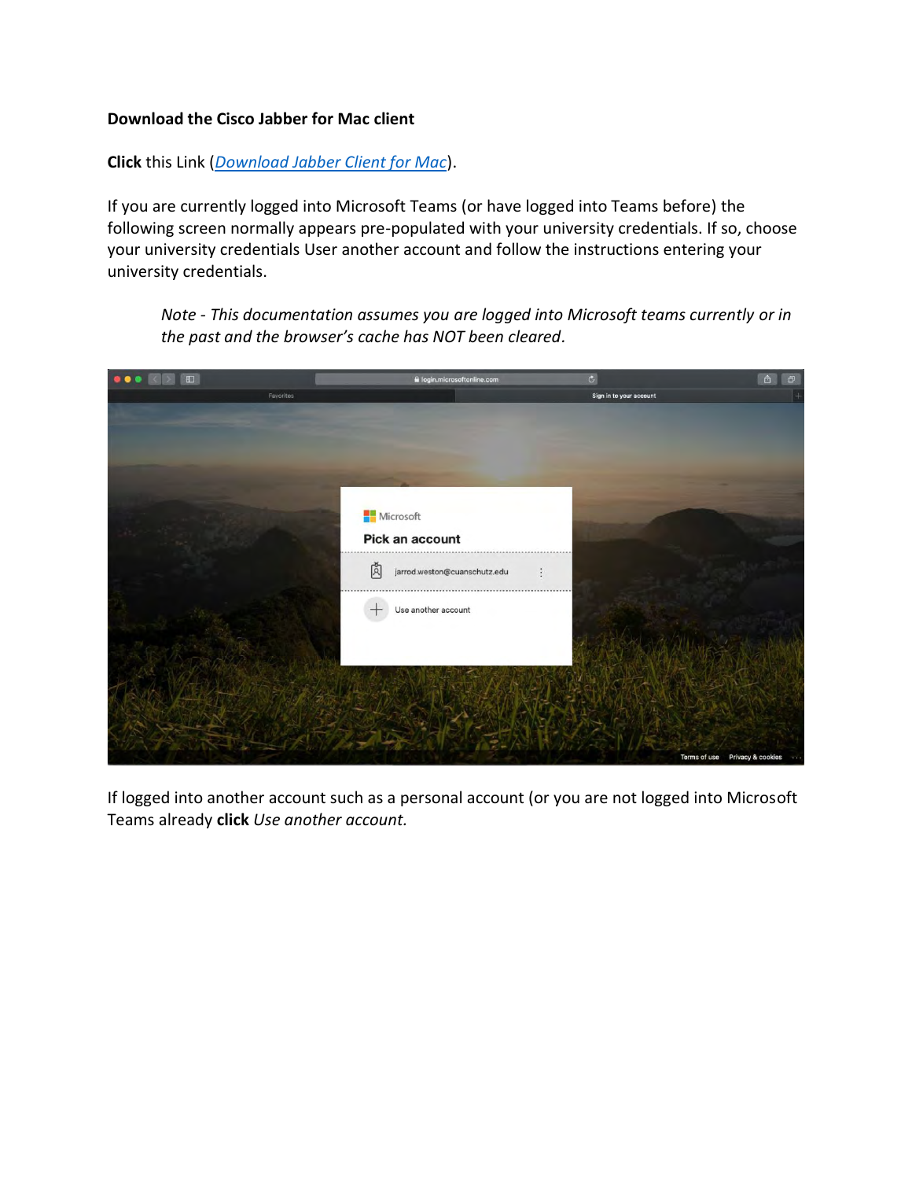**Download the Cisco Jabber for Mac client**

**Click** this Link (*Download Jabber Client for Mac*).

If you are currently logged into Microsoft Teams (or have logged into Teams before) the following screen normally appears pre-populated with your university credentials. If so, choose your university credentials User another account and follow the instructions entering your university credentials.

> *Note - This documentation assumes you are logged into Microsoft teams currently or in the past and the browser's cache has NOT been cleared.*

If logged into another account such as a personal account (or you are not logged into Microsoft Teams already **click** *Use another account.*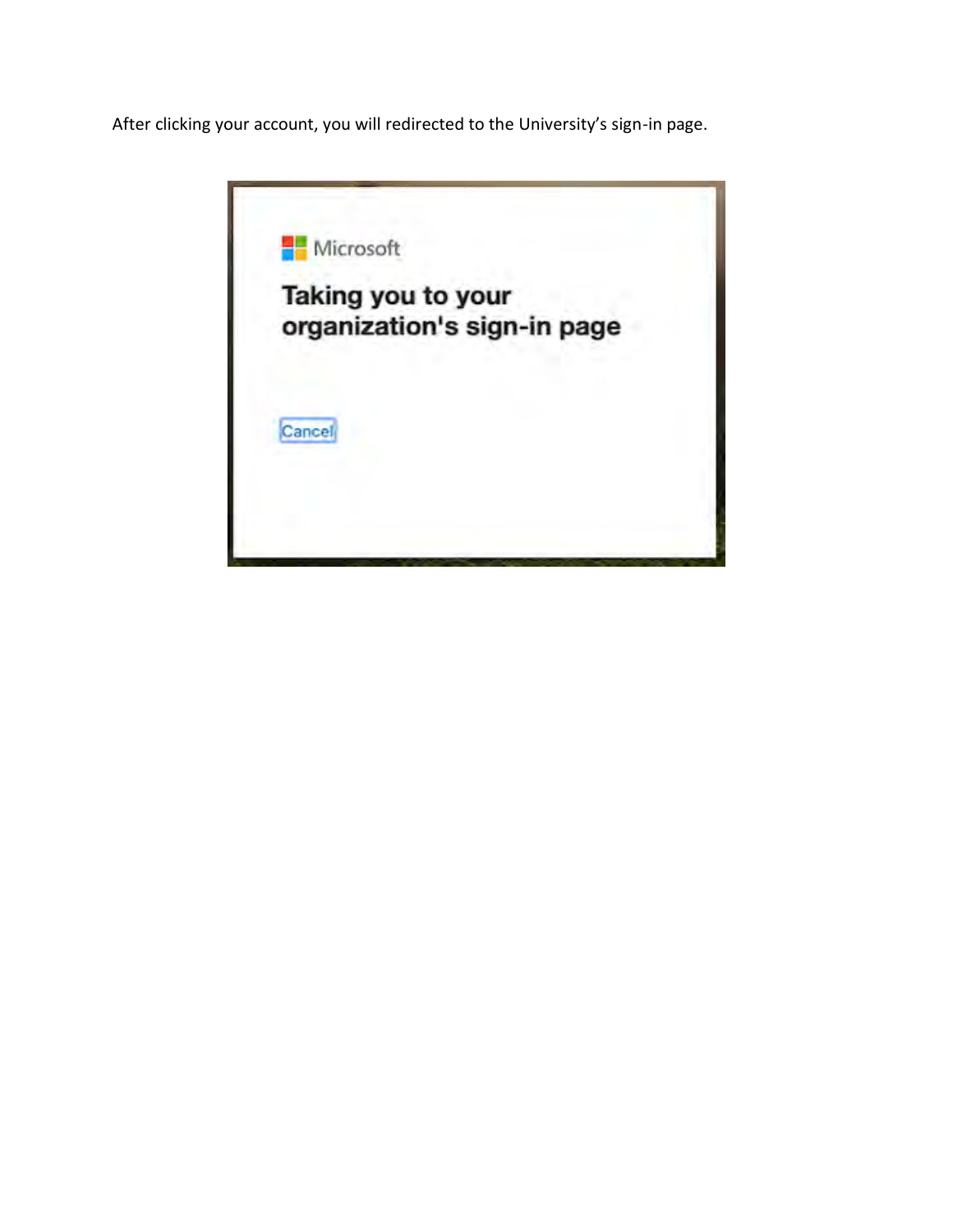After clicking your account, you will redirected to the University's sign-in page.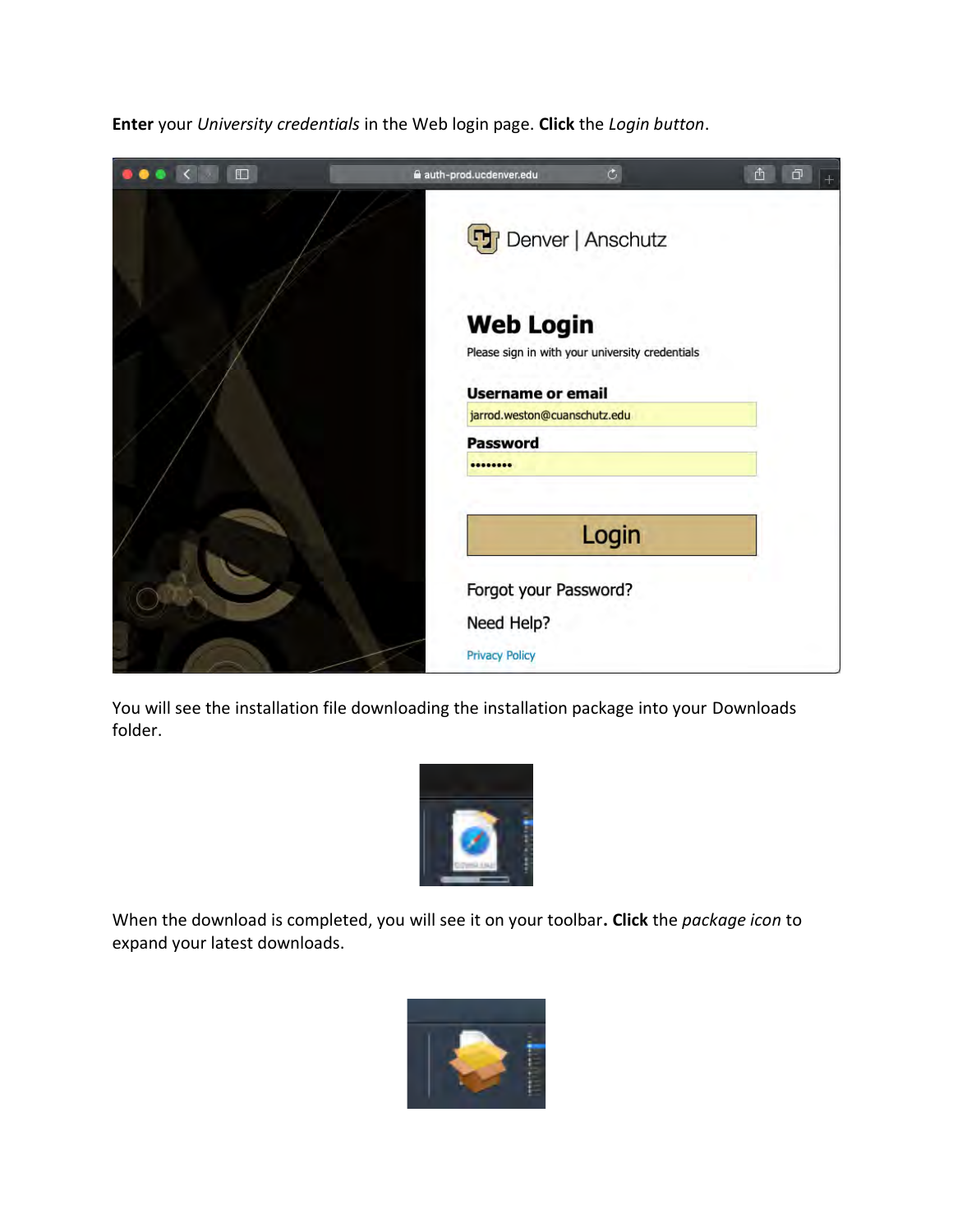**Enter** your *University credentials* in the Web login page. **Click** the *Login button*.

You will see the installation file downloading the installation package into your Downloads folder.

When the download is completed, you will see it on your toolbar**. Click** the *package icon* to expand your latest downloads.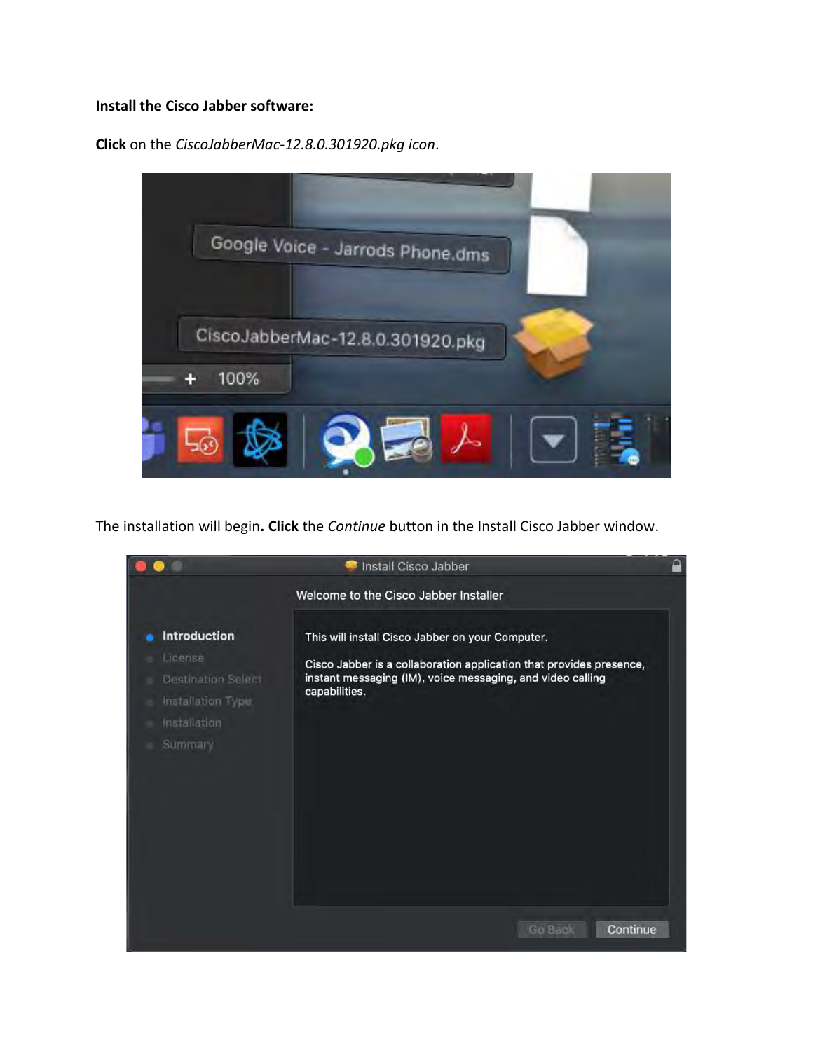**Install the Cisco Jabber software:**

**Click** on the *CiscoJabberMac-12.8.0.301920.pkg icon*.

The installation will begin**. Click** the *Continue* button in the Install Cisco Jabber window.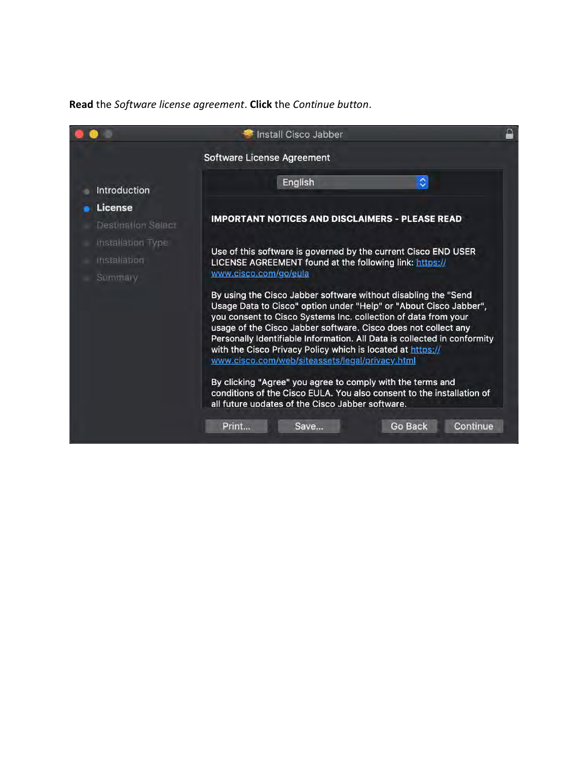**Read** the *Software license agreement*. **Click** the *Continue button*.

Install Cisco Jabber

Introduction
License
Destination Select
Installation Type
Installation
Summary

Software License Agreement

English

**IMPORTANT NOTICES AND DISCLAIMERS - PLEASE READ**

Use of this software is governed by the current Cisco END USER LICENSE AGREEMENT found at the following link: https://www.cisco.com/go/eula

By using the Cisco Jabber software without disabling the "Send Usage Data to Cisco" option under "Help" or "About Cisco Jabber", you consent to Cisco Systems Inc. collection of data from your usage of the Cisco Jabber software. Cisco does not collect any Personally Identifiable Information. All Data is collected in conformity with the Cisco Privacy Policy which is located at https://www.cisco.com/web/siteassets/legal/privacy.html

By clicking "Agree" you agree to comply with the terms and conditions of the Cisco EULA. You also consent to the installation of all future updates of the Cisco Jabber software.

Print... Save... Go Back Continue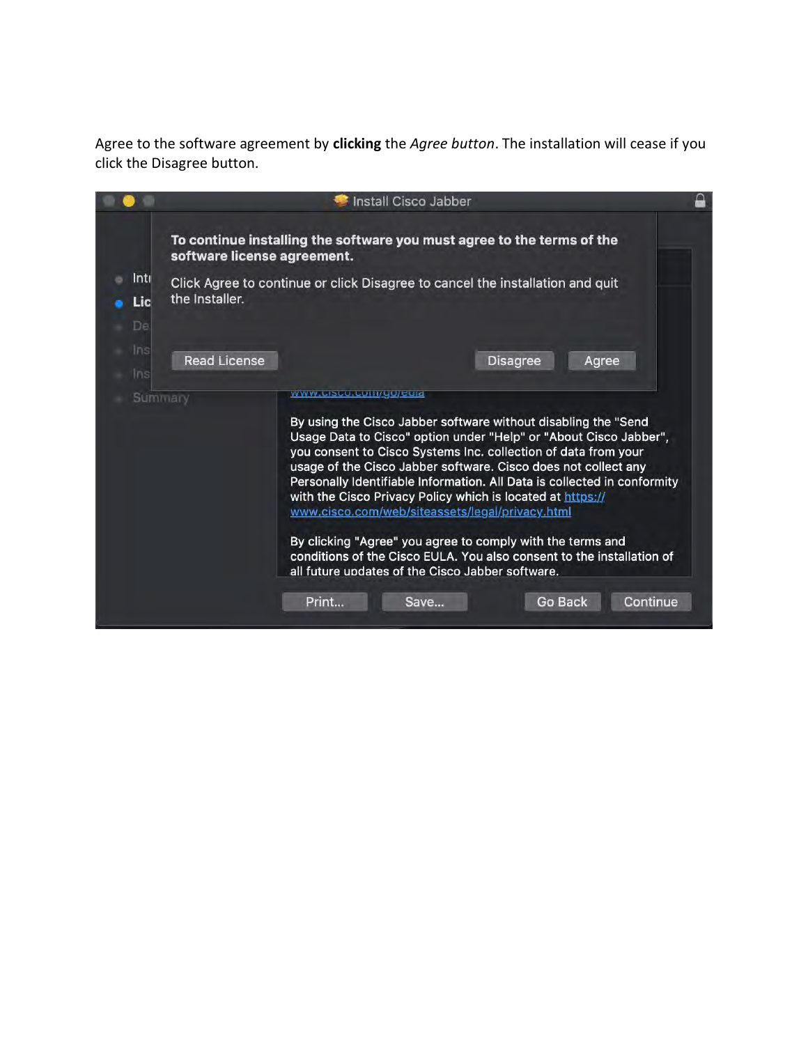Agree to the software agreement by **clicking** the *Agree button*. The installation will cease if you click the Disagree button.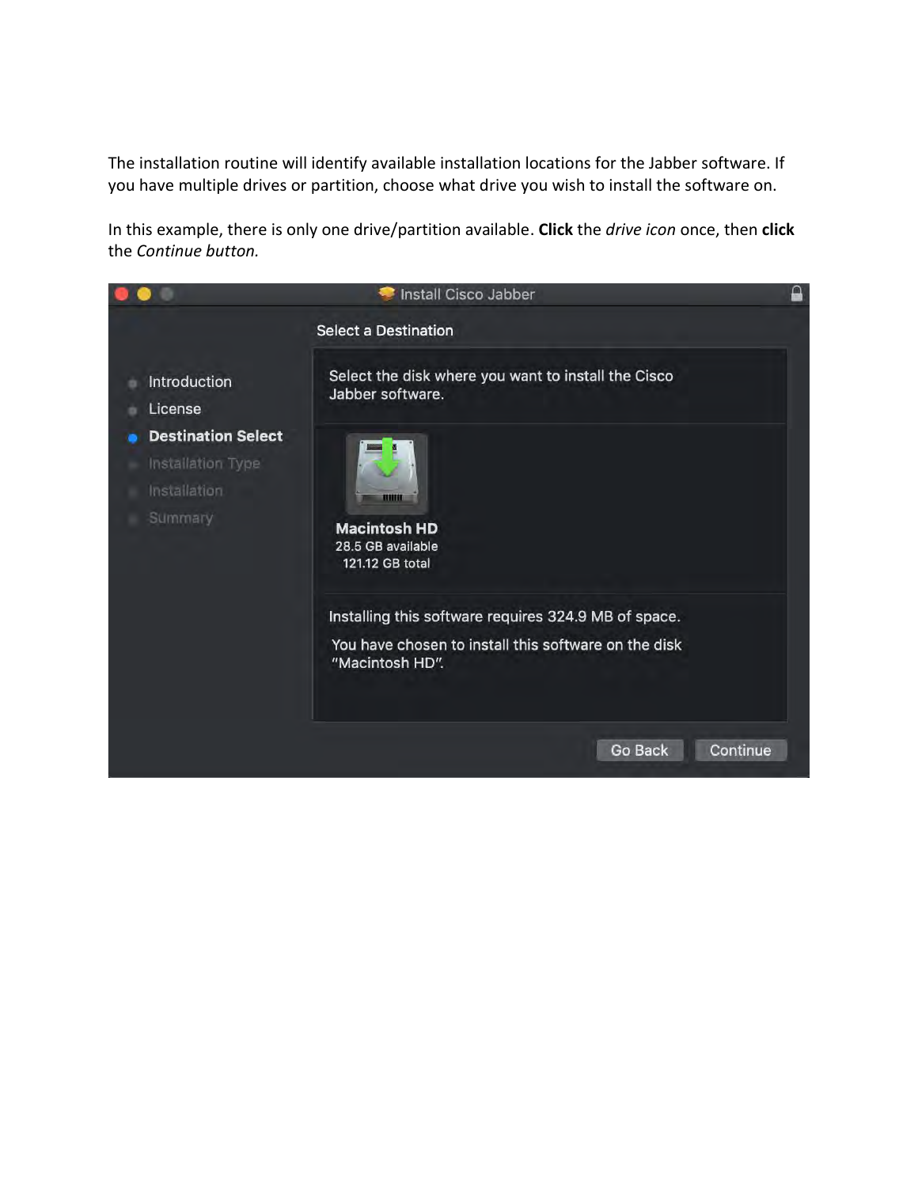The installation routine will identify available installation locations for the Jabber software. If you have multiple drives or partition, choose what drive you wish to install the software on.

In this example, there is only one drive/partition available. **Click** the *drive icon* once, then **click** the *Continue button.*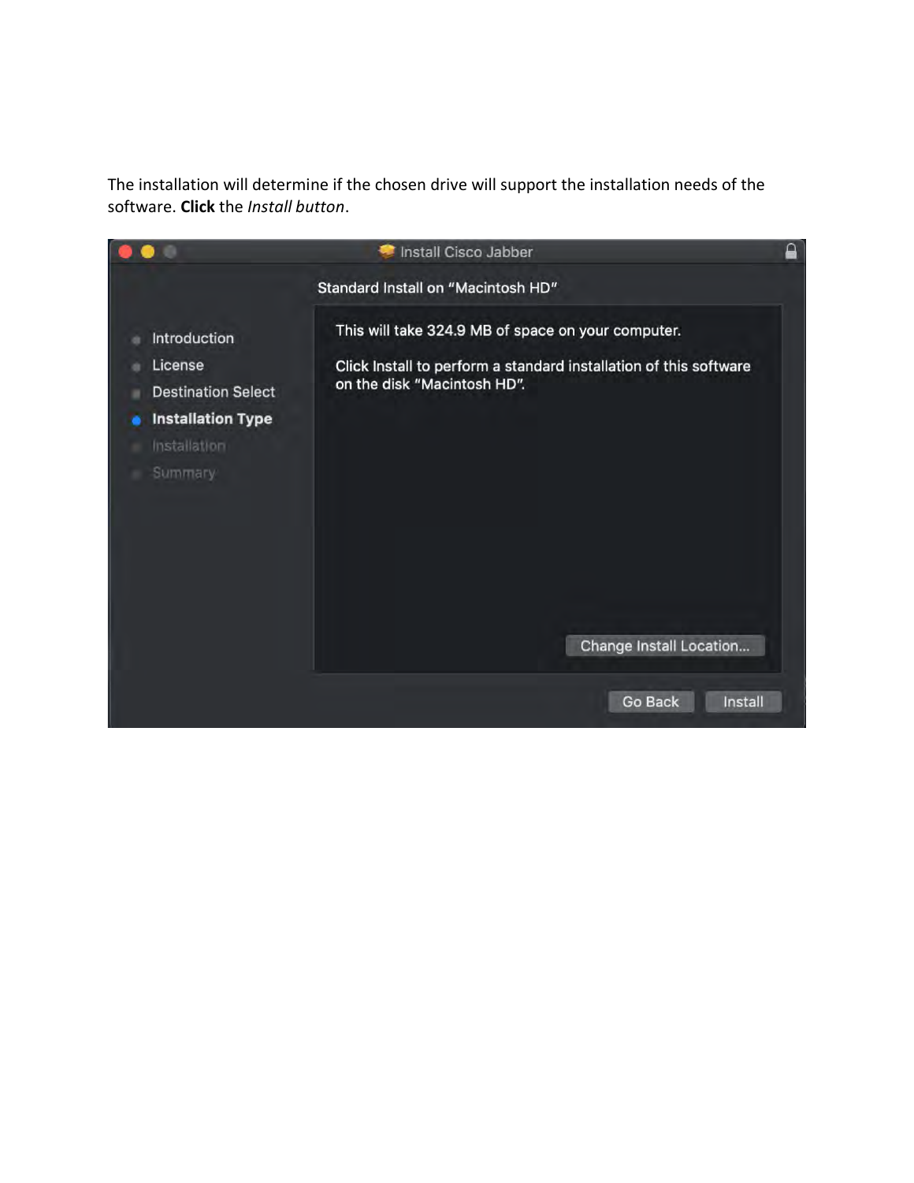The installation will determine if the chosen drive will support the installation needs of the software. **Click** the *Install button*.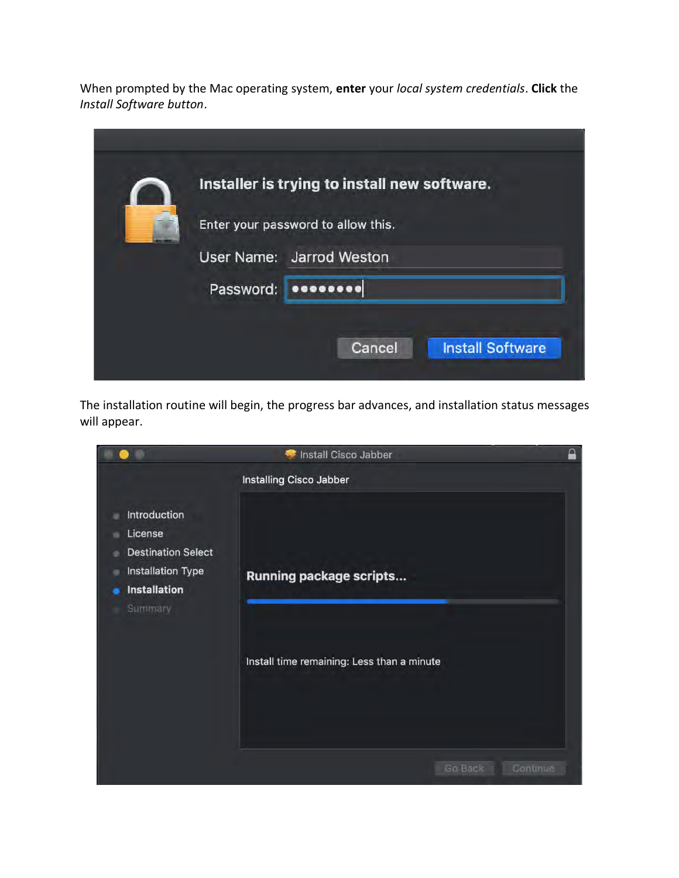When prompted by the Mac operating system, **enter** your *local system credentials*. **Click** the *Install Software button*.

The installation routine will begin, the progress bar advances, and installation status messages will appear.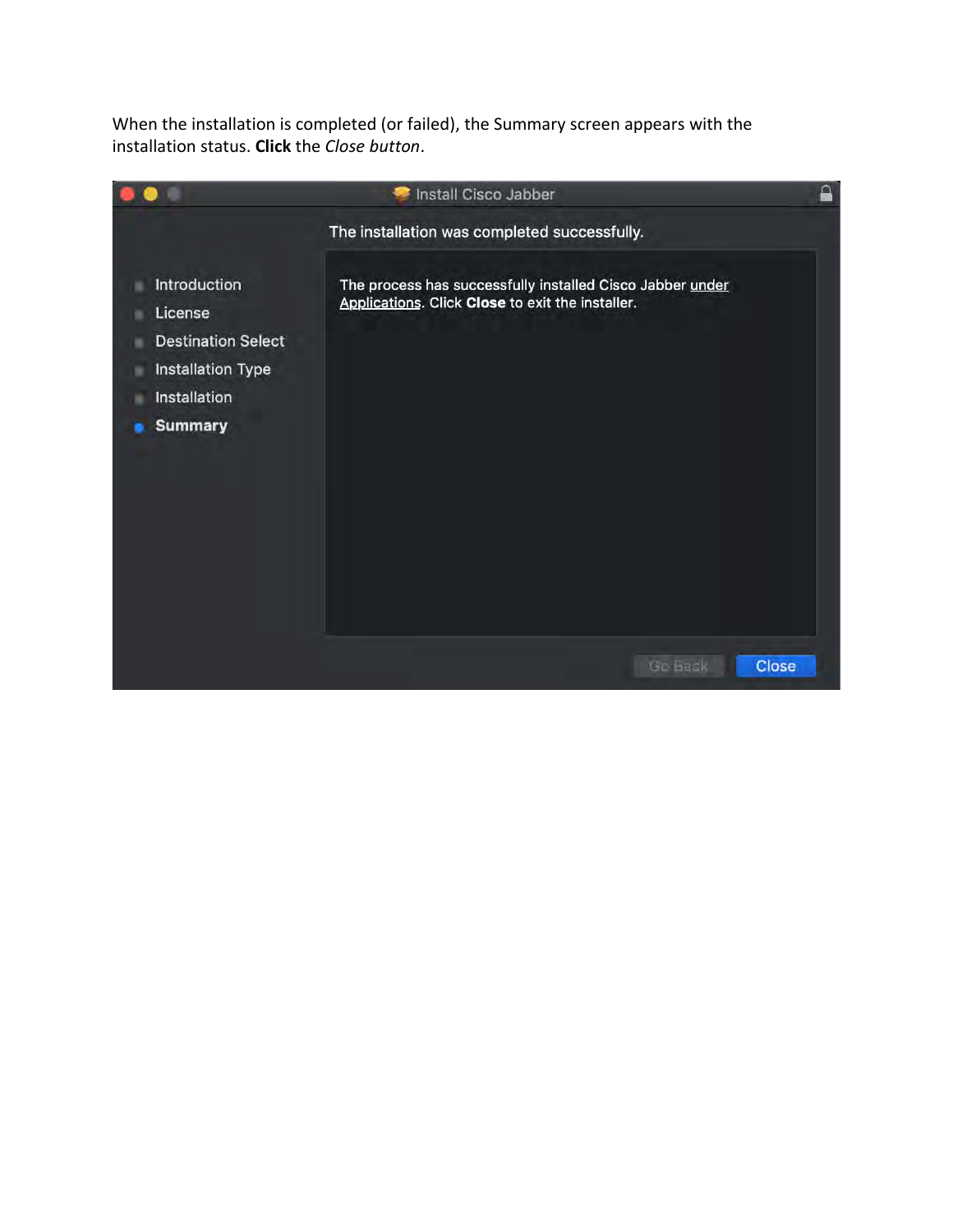When the installation is completed (or failed), the Summary screen appears with the installation status. **Click** the *Close button*.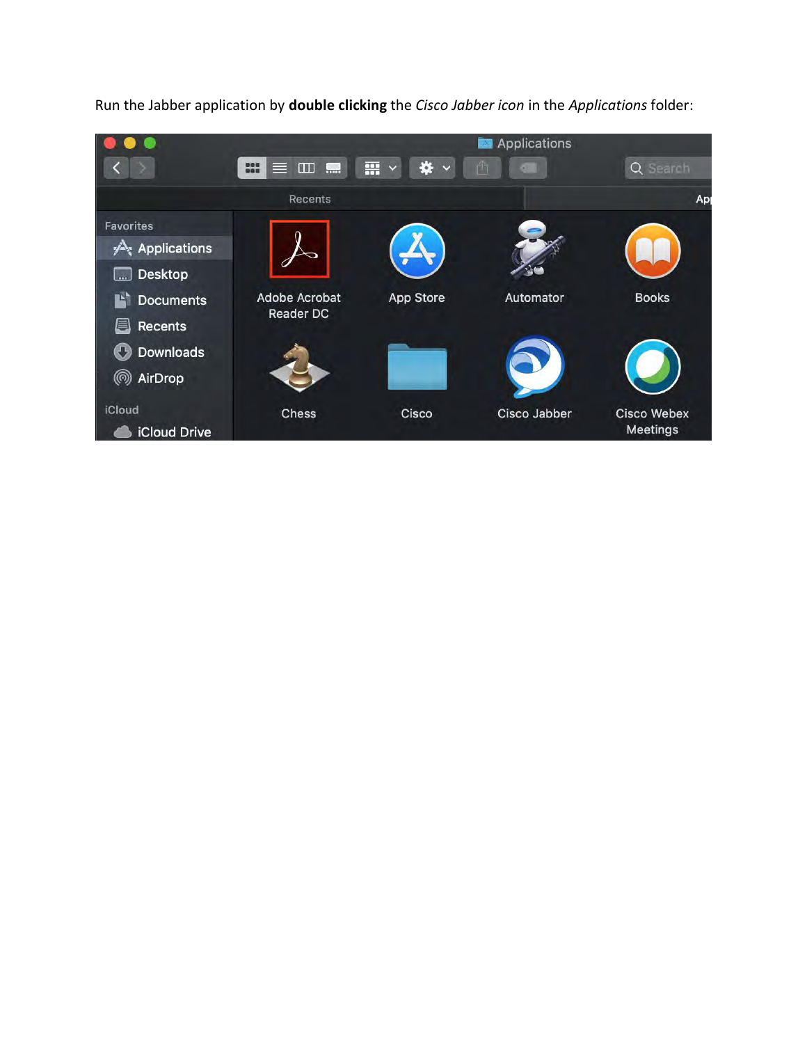Run the Jabber application by **double clicking** the *Cisco Jabber icon* in the *Applications* folder: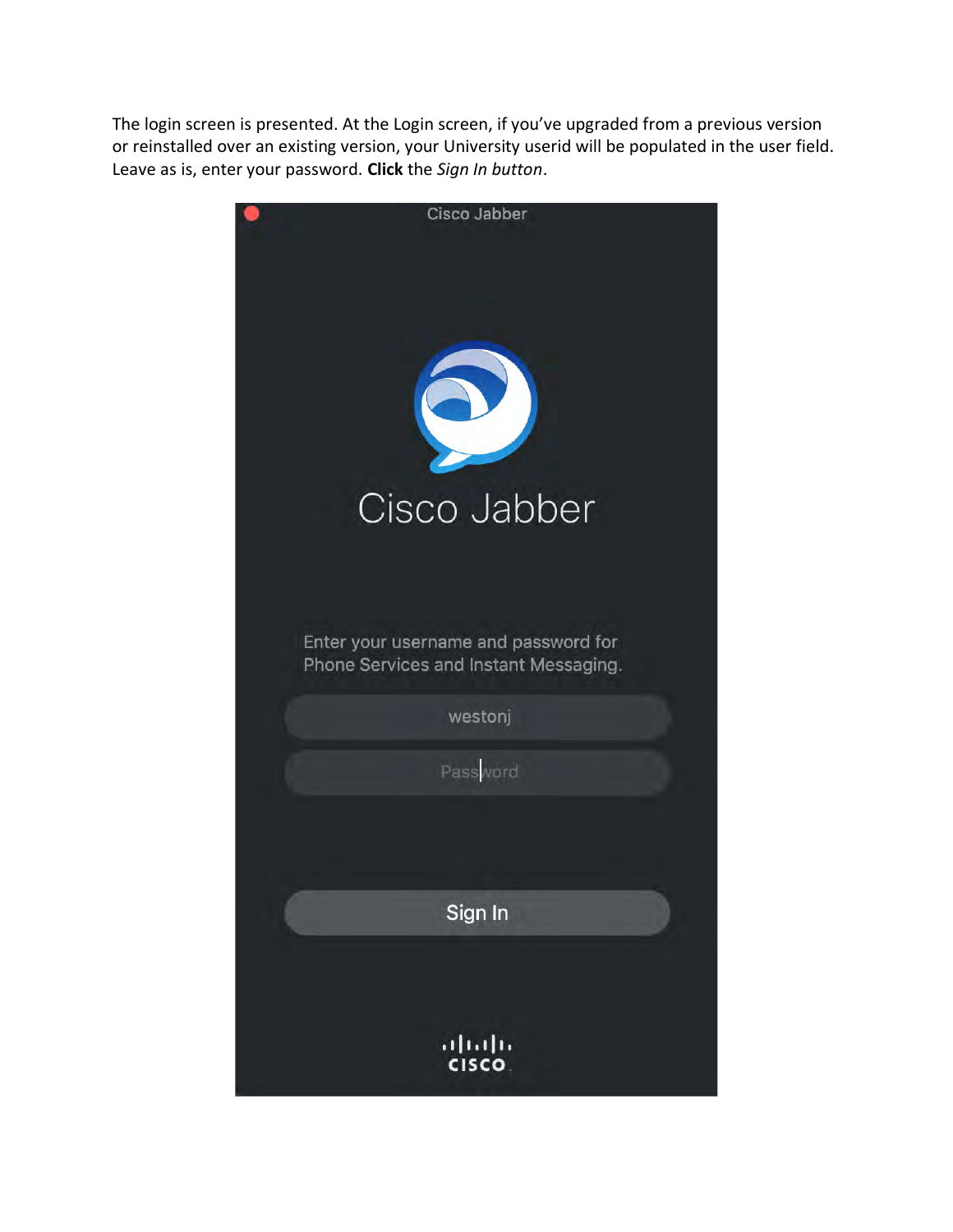The login screen is presented. At the Login screen, if you've upgraded from a previous version or reinstalled over an existing version, your University userid will be populated in the user field. Leave as is, enter your password. **Click** the *Sign In button*.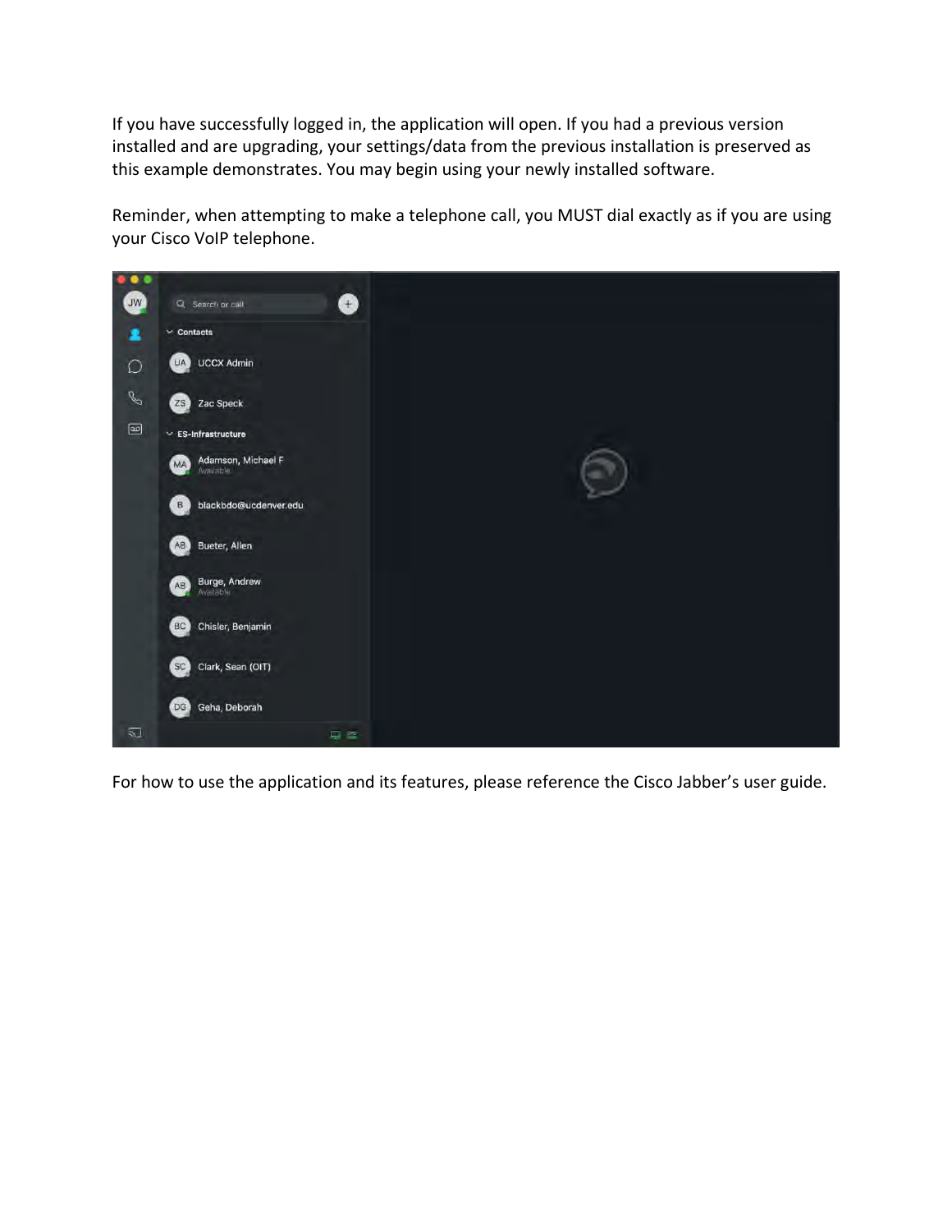If you have successfully logged in, the application will open. If you had a previous version installed and are upgrading, your settings/data from the previous installation is preserved as this example demonstrates. You may begin using your newly installed software.

Reminder, when attempting to make a telephone call, you MUST dial exactly as if you are using your Cisco VoIP telephone.

For how to use the application and its features, please reference the Cisco Jabber's user guide.